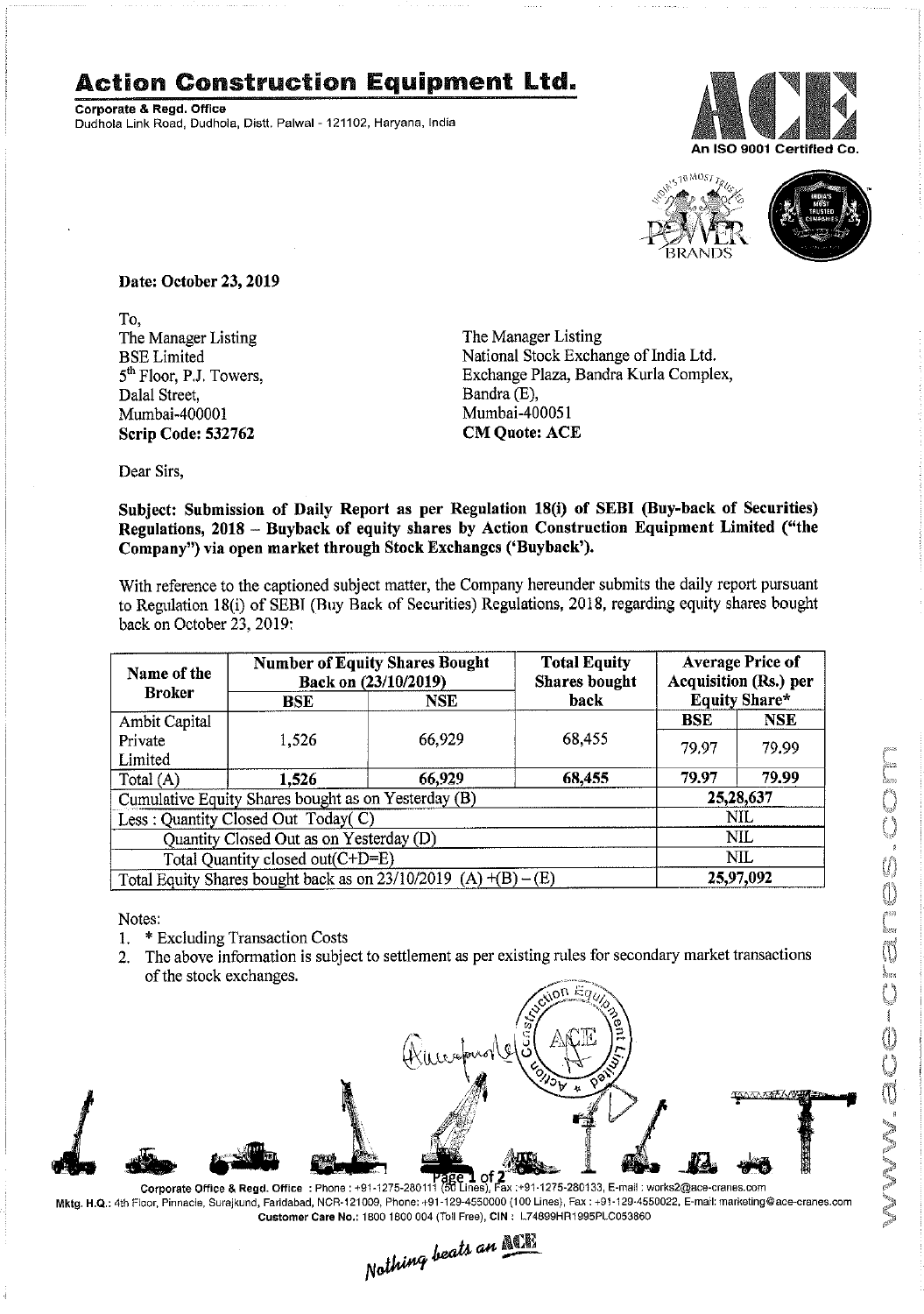# Action Construction Equipment Ltd.

**Corporate & Regd. Office**
Dudhola Link Road, Dudhola, Distt. Palwal - 121102, Haryana, India

An ISO 9001 Certified Co.

**Date: October 23, 2019**

To,
The Manager Listing
BSE Limited
5th Floor, P.J. Towers,
Dalal Street,
Mumbai-400001
**Scrip Code: 532762**

The Manager Listing
National Stock Exchange of India Ltd.
Exchange Plaza, Bandra Kurla Complex,
Bandra (E),
Mumbai-400051
**CM Quote: ACE**

Dear Sirs,

**Subject: Submission of Daily Report as per Regulation 18(i) of SEBI (Buy-back of Securities) Regulations, 2018 – Buyback of equity shares by Action Construction Equipment Limited ("the Company") via open market through Stock Exchanges ('Buyback').**

With reference to the captioned subject matter, the Company hereunder submits the daily report pursuant to Regulation 18(i) of SEBI (Buy Back of Securities) Regulations, 2018, regarding equity shares bought back on October 23, 2019:

| Name of the Broker | Number of Equity Shares Bought Back on (23/10/2019) | | Total Equity Shares bought back | Average Price of Acquisition (Rs.) per Equity Share* | |
|---|---|---|---|---|---|
| | **BSE** | **NSE** | | **BSE** | **NSE** |
| Ambit Capital Private Limited | 1,526 | 66,929 | 68,455 | 79.97 | 79.99 |
| Total (A) | **1,526** | **66,929** | **68,455** | **79.97** | **79.99** |
| Cumulative Equity Shares bought as on Yesterday (B) | | | | **25,28,637** | |
| Less : Quantity Closed Out Today( C) | | | | NIL | |
| Quantity Closed Out as on Yesterday (D) | | | | NIL | |
| Total Quantity closed out(C+D=E) | | | | NIL | |
| Total Equity Shares bought back as on 23/10/2019 (A) +(B) – (E) | | | | **25,97,092** | |

Notes:
1. * Excluding Transaction Costs
2. The above information is subject to settlement as per existing rules for secondary market transactions of the stock exchanges.

Corporate Office & Regd. Office : Phone : +91-1275-280111 (50 Lines), Fax :+91-1275-280133, E-mail : works2@ace-cranes.com
Mktg. H.Q.: 4th Floor, Pinnacle, Surajkund, Faridabad, NCR-121009, Phone: +91-129-4550000 (100 Lines), Fax : +91-129-4550022, E-mail: marketing@ace-cranes.com
Customer Care No.: 1800 1800 004 (Toll Free), CIN : L74899HR1995PLC053860

*Nothing beats an ACE*

www.ace-cranes.com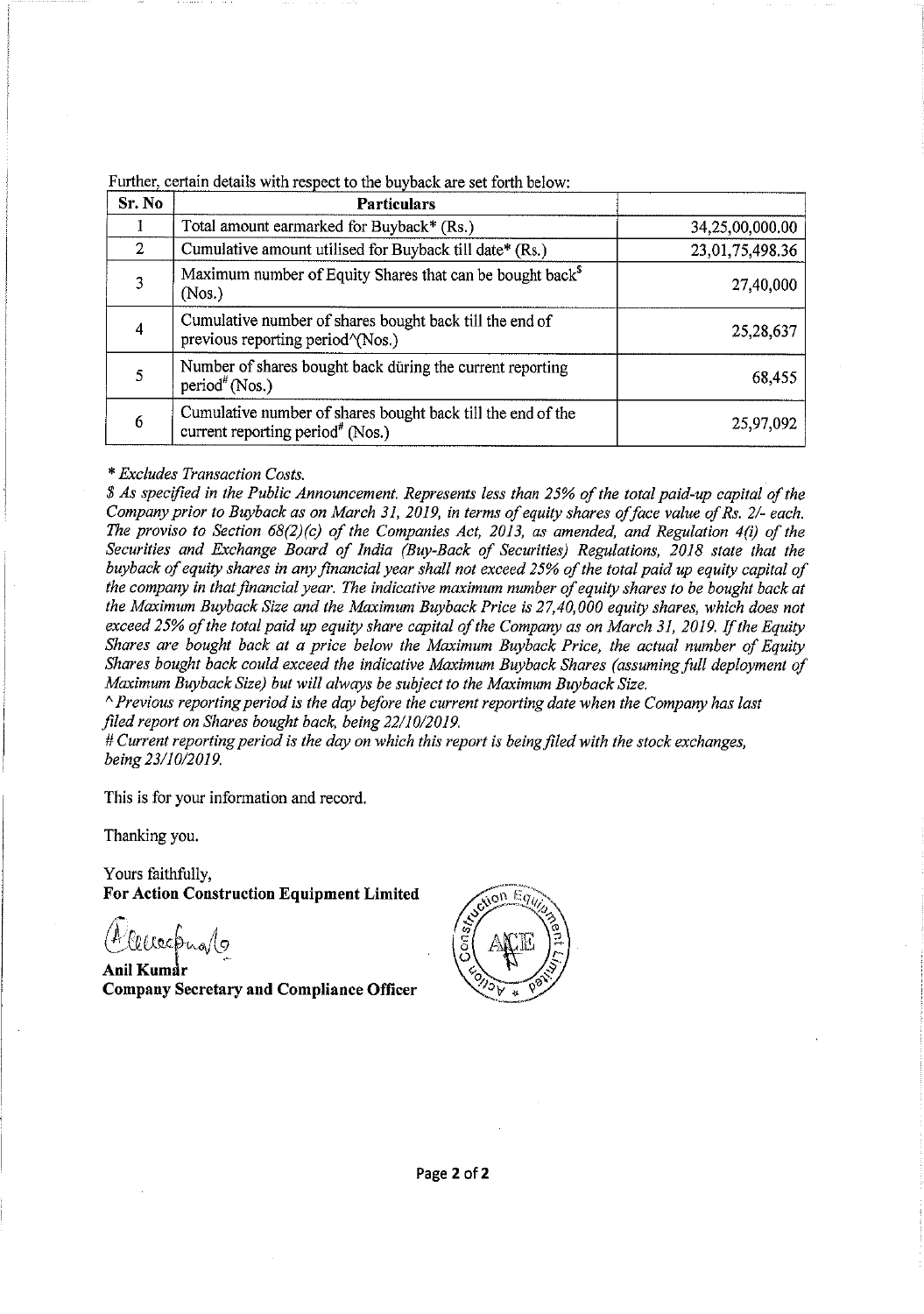Further, certain details with respect to the buyback are set forth below:

| Sr. No | Particulars | |
|---|---|---|
| 1 | Total amount earmarked for Buyback* (Rs.) | 34,25,00,000.00 |
| 2 | Cumulative amount utilised for Buyback till date* (Rs.) | 23,01,75,498.36 |
| 3 | Maximum number of Equity Shares that can be bought back$ (Nos.) | 27,40,000 |
| 4 | Cumulative number of shares bought back till the end of previous reporting period^(Nos.) | 25,28,637 |
| 5 | Number of shares bought back during the current reporting period# (Nos.) | 68,455 |
| 6 | Cumulative number of shares bought back till the end of the current reporting period# (Nos.) | 25,97,092 |

*\* Excludes Transaction Costs.*

*$ As specified in the Public Announcement. Represents less than 25% of the total paid-up capital of the Company prior to Buyback as on March 31, 2019, in terms of equity shares of face value of Rs. 2/- each. The proviso to Section 68(2)(c) of the Companies Act, 2013, as amended, and Regulation 4(i) of the Securities and Exchange Board of India (Buy-Back of Securities) Regulations, 2018 state that the buyback of equity shares in any financial year shall not exceed 25% of the total paid up equity capital of the company in that financial year. The indicative maximum number of equity shares to be bought back at the Maximum Buyback Size and the Maximum Buyback Price is 27,40,000 equity shares, which does not exceed 25% of the total paid up equity share capital of the Company as on March 31, 2019. If the Equity Shares are bought back at a price below the Maximum Buyback Price, the actual number of Equity Shares bought back could exceed the indicative Maximum Buyback Shares (assuming full deployment of Maximum Buyback Size) but will always be subject to the Maximum Buyback Size.*

*^ Previous reporting period is the day before the current reporting date when the Company has last filed report on Shares bought back, being 22/10/2019.*

*# Current reporting period is the day on which this report is being filed with the stock exchanges, being 23/10/2019.*

This is for your information and record.

Thanking you.

Yours faithfully,
**For Action Construction Equipment Limited**

**Anil Kumar**
**Company Secretary and Compliance Officer**